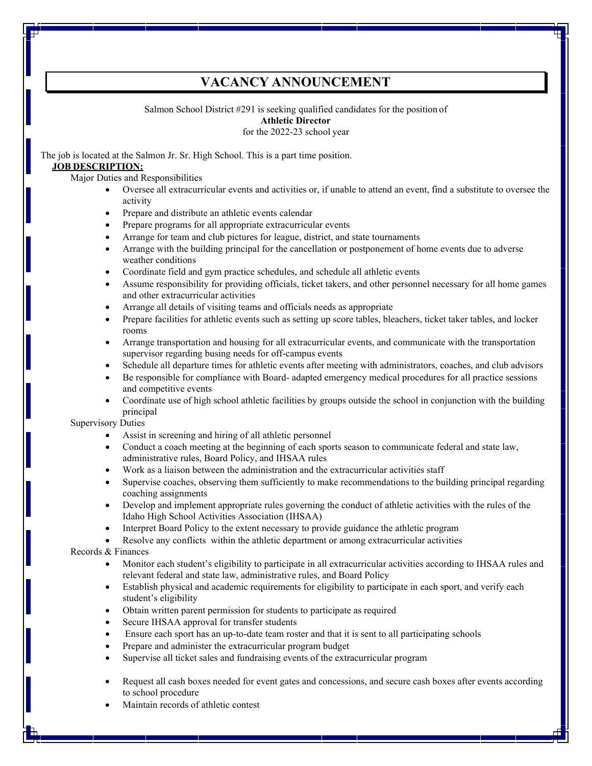# VACANCY ANNOUNCEMENT

Salmon School District #291 is seeking qualified candidates for the position of
**Athletic Director**
for the 2022-23 school year

The job is located at the Salmon Jr. Sr. High School. This is a part time position.

**JOB DESCRIPTION:**

Major Duties and Responsibilities

- Oversee all extracurricular events and activities or, if unable to attend an event, find a substitute to oversee the activity
- Prepare and distribute an athletic events calendar
- Prepare programs for all appropriate extracurricular events
- Arrange for team and club pictures for league, district, and state tournaments
- Arrange with the building principal for the cancellation or postponement of home events due to adverse weather conditions
- Coordinate field and gym practice schedules, and schedule all athletic events
- Assume responsibility for providing officials, ticket takers, and other personnel necessary for all home games and other extracurricular activities
- Arrange all details of visiting teams and officials needs as appropriate
- Prepare facilities for athletic events such as setting up score tables, bleachers, ticket taker tables, and locker rooms
- Arrange transportation and housing for all extracurricular events, and communicate with the transportation supervisor regarding busing needs for off-campus events
- Schedule all departure times for athletic events after meeting with administrators, coaches, and club advisors
- Be responsible for compliance with Board- adapted emergency medical procedures for all practice sessions and competitive events
- Coordinate use of high school athletic facilities by groups outside the school in conjunction with the building principal

Supervisory Duties

- Assist in screening and hiring of all athletic personnel
- Conduct a coach meeting at the beginning of each sports season to communicate federal and state law, administrative rules, Board Policy, and IHSAA rules
- Work as a liaison between the administration and the extracurricular activities staff
- Supervise coaches, observing them sufficiently to make recommendations to the building principal regarding coaching assignments
- Develop and implement appropriate rules governing the conduct of athletic activities with the rules of the Idaho High School Activities Association (IHSAA)
- Interpret Board Policy to the extent necessary to provide guidance the athletic program
- Resolve any conflicts within the athletic department or among extracurricular activities

Records & Finances

- Monitor each student's eligibility to participate in all extracurricular activities according to IHSAA rules and relevant federal and state law, administrative rules, and Board Policy
- Establish physical and academic requirements for eligibility to participate in each sport, and verify each student's eligibility
- Obtain written parent permission for students to participate as required
- Secure IHSAA approval for transfer students
- Ensure each sport has an up-to-date team roster and that it is sent to all participating schools
- Prepare and administer the extracurricular program budget
- Supervise all ticket sales and fundraising events of the extracurricular program
- Request all cash boxes needed for event gates and concessions, and secure cash boxes after events according to school procedure
- Maintain records of athletic contest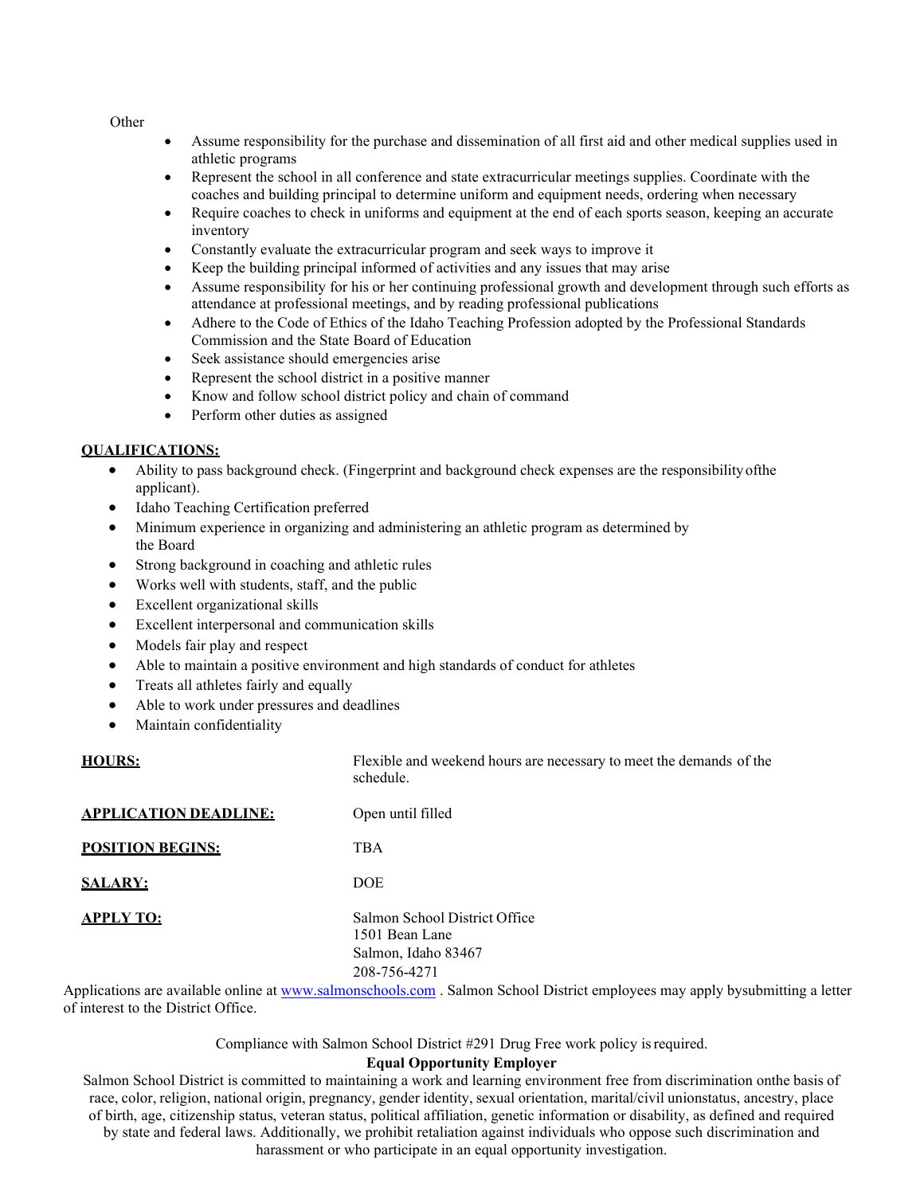Other

- Assume responsibility for the purchase and dissemination of all first aid and other medical supplies used in athletic programs
- Represent the school in all conference and state extracurricular meetings supplies. Coordinate with the coaches and building principal to determine uniform and equipment needs, ordering when necessary
- Require coaches to check in uniforms and equipment at the end of each sports season, keeping an accurate inventory
- Constantly evaluate the extracurricular program and seek ways to improve it
- Keep the building principal informed of activities and any issues that may arise
- Assume responsibility for his or her continuing professional growth and development through such efforts as attendance at professional meetings, and by reading professional publications
- Adhere to the Code of Ethics of the Idaho Teaching Profession adopted by the Professional Standards Commission and the State Board of Education
- Seek assistance should emergencies arise
- Represent the school district in a positive manner
- Know and follow school district policy and chain of command
- Perform other duties as assigned

**QUALIFICATIONS:**

- Ability to pass background check. (Fingerprint and background check expenses are the responsibility ofthe applicant).
- Idaho Teaching Certification preferred
- Minimum experience in organizing and administering an athletic program as determined by the Board
- Strong background in coaching and athletic rules
- Works well with students, staff, and the public
- Excellent organizational skills
- Excellent interpersonal and communication skills
- Models fair play and respect
- Able to maintain a positive environment and high standards of conduct for athletes
- Treats all athletes fairly and equally
- Able to work under pressures and deadlines
- Maintain confidentiality

**HOURS:** Flexible and weekend hours are necessary to meet the demands of the schedule.

**APPLICATION DEADLINE:** Open until filled

**POSITION BEGINS:** TBA

**SALARY:** DOE

**APPLY TO:** Salmon School District Office
1501 Bean Lane
Salmon, Idaho 83467
208-756-4271

Applications are available online at www.salmonschools.com . Salmon School District employees may apply bysubmitting a letter of interest to the District Office.

Compliance with Salmon School District #291 Drug Free work policy is required.

**Equal Opportunity Employer**

Salmon School District is committed to maintaining a work and learning environment free from discrimination onthe basis of race, color, religion, national origin, pregnancy, gender identity, sexual orientation, marital/civil unionstatus, ancestry, place of birth, age, citizenship status, veteran status, political affiliation, genetic information or disability, as defined and required by state and federal laws. Additionally, we prohibit retaliation against individuals who oppose such discrimination and harassment or who participate in an equal opportunity investigation.